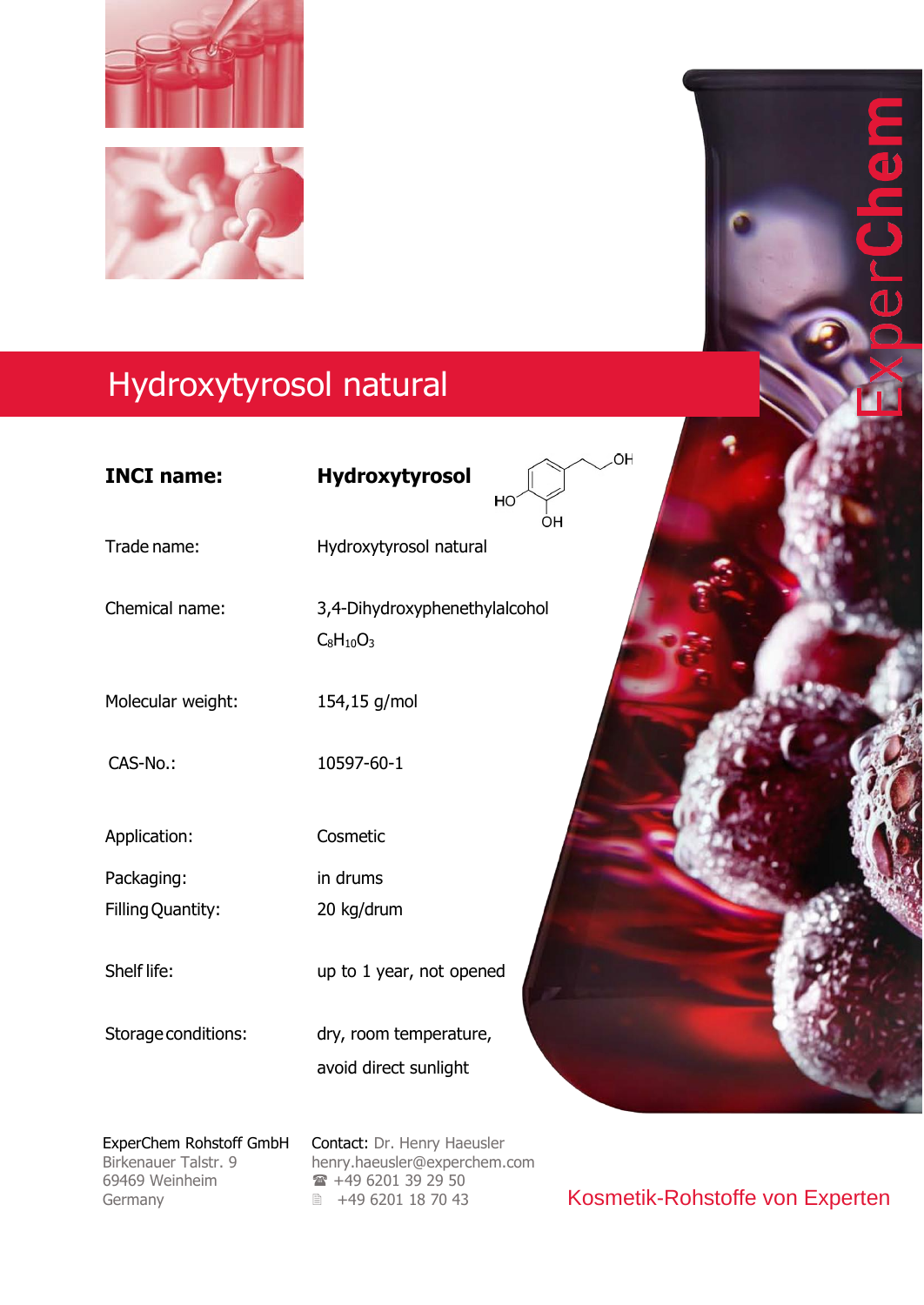# Hydroxytyrosol natural

| | |
|---|---|
| **INCI name:** | **Hydroxytyrosol** |
| Trade name: | Hydroxytyrosol natural |
| Chemical name: | 3,4-Dihydroxyphenethylalcohol $C_8H_{10}O_3$ |
| Molecular weight: | 154,15 g/mol |
| CAS-No.: | 10597-60-1 |
| Application: | Cosmetic |
| Packaging: | in drums |
| Filling Quantity: | 20 kg/drum |
| Shelf life: | up to 1 year, not opened |
| Storage conditions: | dry, room temperature, avoid direct sunlight |

ExperChem Rohstoff GmbH
Birkenauer Talstr. 9
69469 Weinheim
Germany

Contact: Dr. Henry Haeusler
henry.haeusler@experchem.com
☎ +49 6201 39 29 50
+49 6201 18 70 43

Kosmetik-Rohstoffe von Experten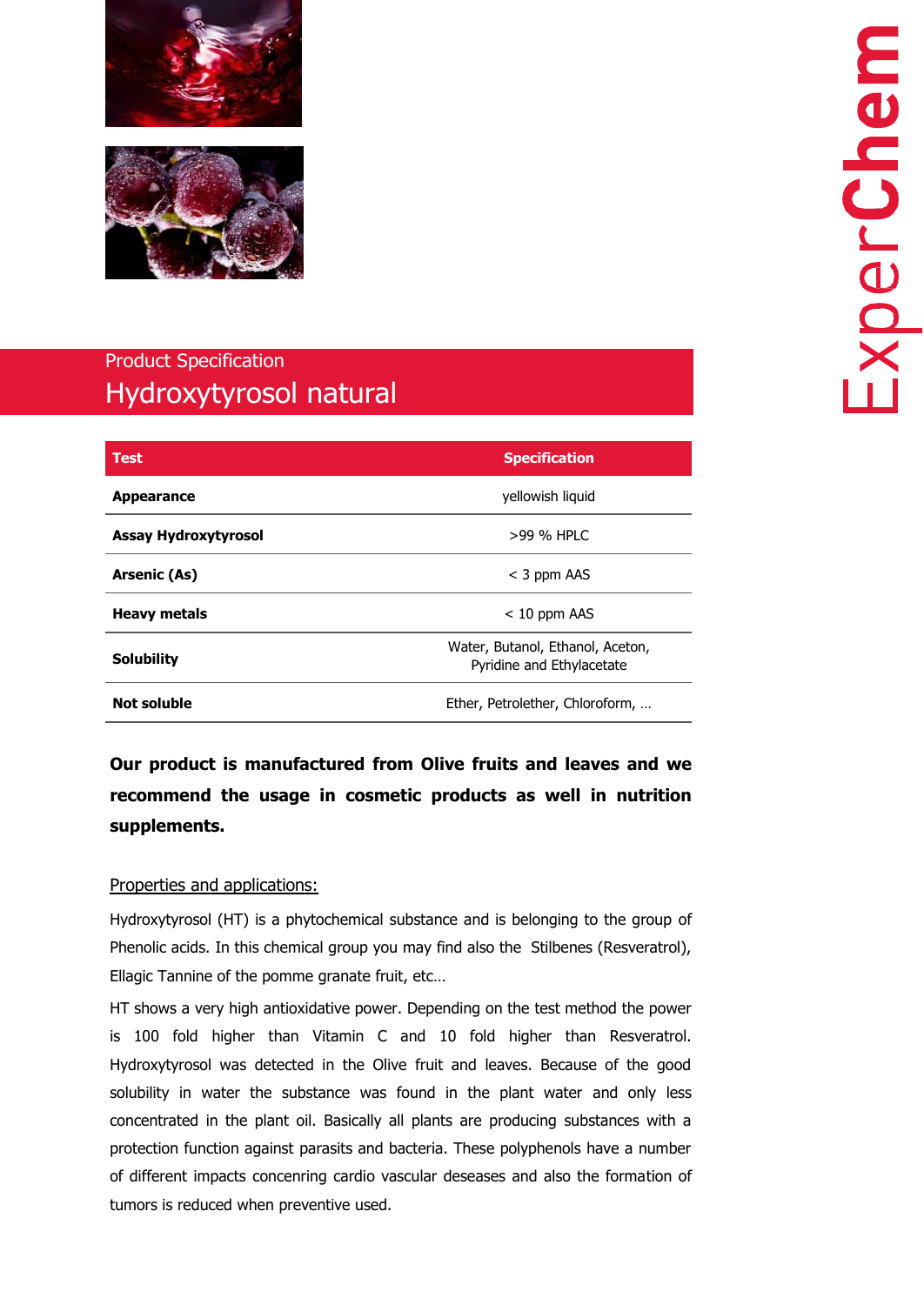Product Specification

# Hydroxytyrosol natural

| Test | Specification |
| --- | --- |
| **Appearance** | yellowish liquid |
| **Assay Hydroxytyrosol** | >99 % HPLC |
| **Arsenic (As)** | < 3 ppm AAS |
| **Heavy metals** | < 10 ppm AAS |
| **Solubility** | Water, Butanol, Ethanol, Aceton, Pyridine and Ethylacetate |
| **Not soluble** | Ether, Petrolether, Chloroform, … |

**Our product is manufactured from Olive fruits and leaves and we recommend the usage in cosmetic products as well in nutrition supplements.**

Properties and applications:

Hydroxytyrosol (HT) is a phytochemical substance and is belonging to the group of Phenolic acids. In this chemical group you may find also the Stilbenes (Resveratrol), Ellagic Tannine of the pomme granate fruit, etc…

HT shows a very high antioxidative power. Depending on the test method the power is 100 fold higher than Vitamin C and 10 fold higher than Resveratrol. Hydroxytyrosol was detected in the Olive fruit and leaves. Because of the good solubility in water the substance was found in the plant water and only less concentrated in the plant oil. Basically all plants are producing substances with a protection function against parasits and bacteria. These polyphenols have a number of different impacts concenring cardio vascular deseases and also the formation of tumors is reduced when preventive used.